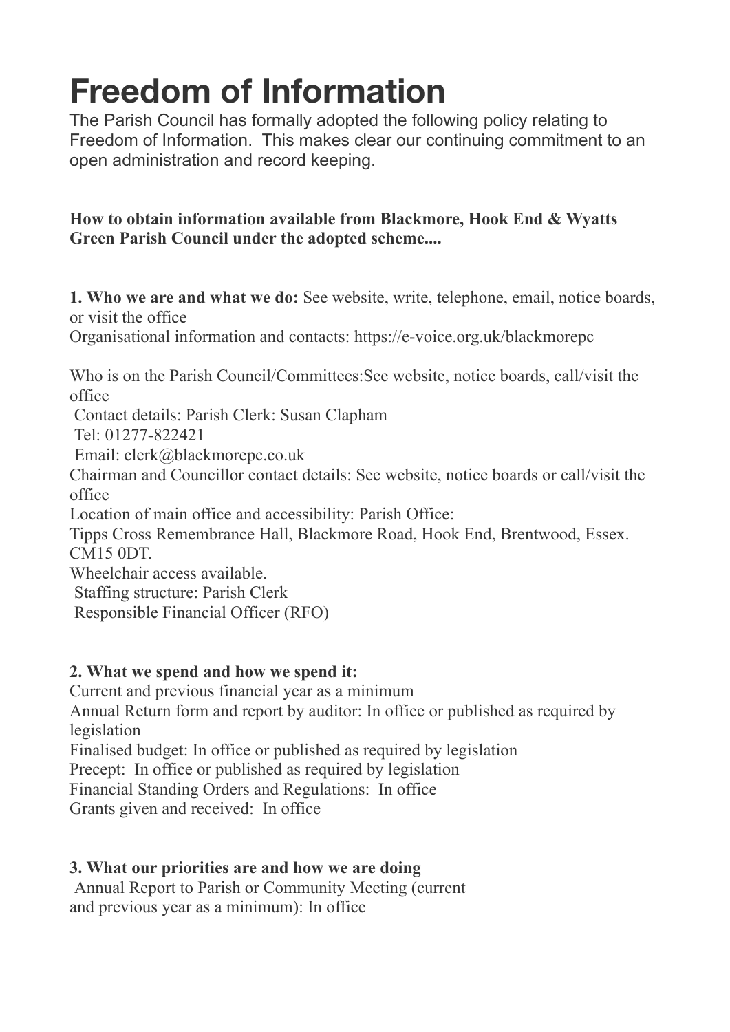# Freedom of Information

The Parish Council has formally adopted the following policy relating to Freedom of Information. This makes clear our continuing commitment to an open administration and record keeping.

**How to obtain information available from Blackmore, Hook End & Wyatts Green Parish Council under the adopted scheme....**

**1. Who we are and what we do:** See website, write, telephone, email, notice boards, or visit the office

Organisational information and contacts: https://e-voice.org.uk/blackmorepc

Who is on the Parish Council/Committees:See website, notice boards, call/visit the office

Contact details: Parish Clerk: Susan Clapham

Tel: 01277-822421

Email: clerk@blackmorepc.co.uk

Chairman and Councillor contact details: See website, notice boards or call/visit the office

Location of main office and accessibility: Parish Office:

Tipps Cross Remembrance Hall, Blackmore Road, Hook End, Brentwood, Essex. CM15 0DT.

Wheelchair access available.

Staffing structure: Parish Clerk

Responsible Financial Officer (RFO)

**2. What we spend and how we spend it:**

Current and previous financial year as a minimum

Annual Return form and report by auditor: In office or published as required by legislation

Finalised budget: In office or published as required by legislation

Precept: In office or published as required by legislation

Financial Standing Orders and Regulations: In office

Grants given and received: In office

**3. What our priorities are and how we are doing**

Annual Report to Parish or Community Meeting (current and previous year as a minimum): In office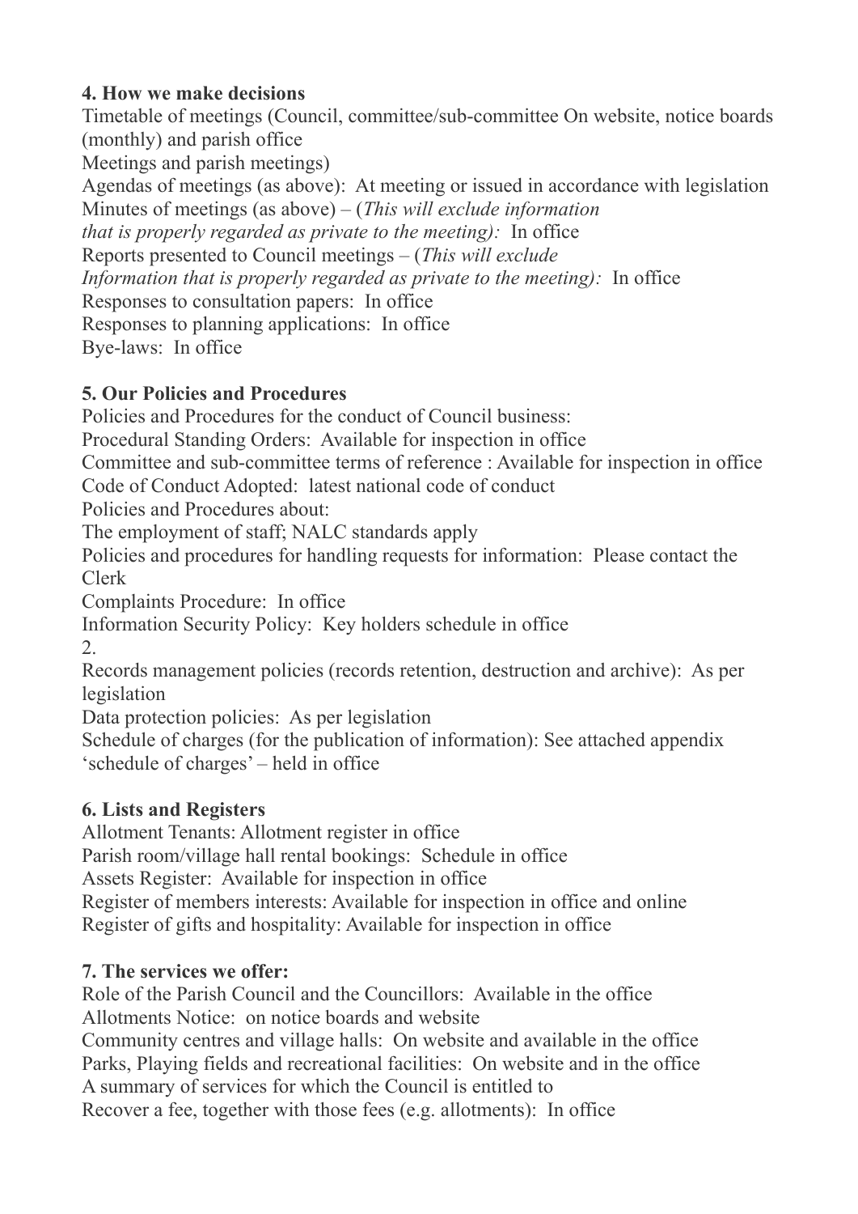## 4. How we make decisions

Timetable of meetings (Council, committee/sub-committee On website, notice boards (monthly) and parish office

Meetings and parish meetings)

Agendas of meetings (as above): At meeting or issued in accordance with legislation

Minutes of meetings (as above) – (*This will exclude information that is properly regarded as private to the meeting):* In office

Reports presented to Council meetings – (*This will exclude Information that is properly regarded as private to the meeting):* In office

Responses to consultation papers: In office

Responses to planning applications: In office

Bye-laws: In office

## 5. Our Policies and Procedures

Policies and Procedures for the conduct of Council business:

Procedural Standing Orders: Available for inspection in office

Committee and sub-committee terms of reference : Available for inspection in office

Code of Conduct Adopted: latest national code of conduct

Policies and Procedures about:

The employment of staff; NALC standards apply

Policies and procedures for handling requests for information: Please contact the Clerk

Complaints Procedure: In office

Information Security Policy: Key holders schedule in office

2.

Records management policies (records retention, destruction and archive): As per legislation

Data protection policies: As per legislation

Schedule of charges (for the publication of information): See attached appendix 'schedule of charges' – held in office

## 6. Lists and Registers

Allotment Tenants: Allotment register in office

Parish room/village hall rental bookings: Schedule in office

Assets Register: Available for inspection in office

Register of members interests: Available for inspection in office and online

Register of gifts and hospitality: Available for inspection in office

## 7. The services we offer:

Role of the Parish Council and the Councillors: Available in the office

Allotments Notice: on notice boards and website

Community centres and village halls: On website and available in the office

Parks, Playing fields and recreational facilities: On website and in the office

A summary of services for which the Council is entitled to Recover a fee, together with those fees (e.g. allotments): In office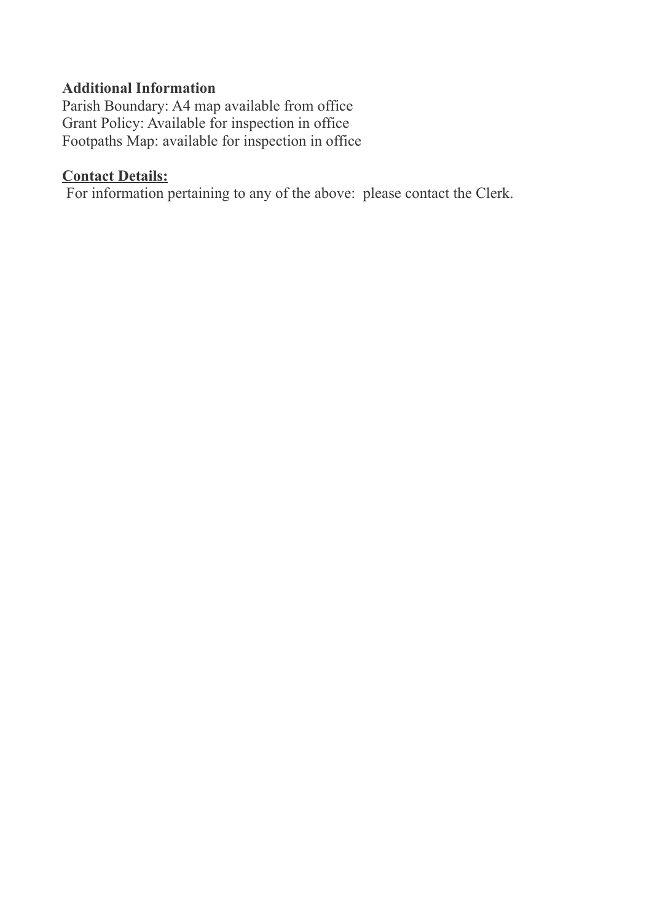**Additional Information**

Parish Boundary: A4 map available from office
Grant Policy: Available for inspection in office
Footpaths Map: available for inspection in office

**Contact Details:**

For information pertaining to any of the above: please contact the Clerk.